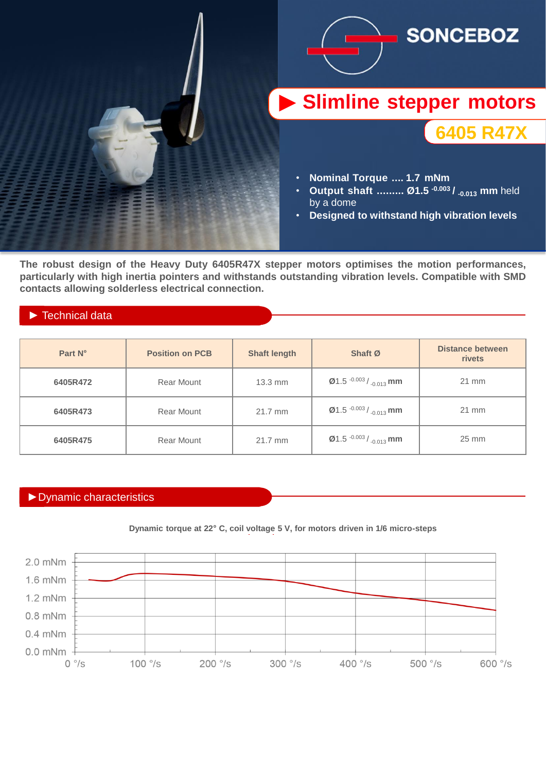SONCEBOZ

# Slimline stepper motors

## 6405 R47X

- **Nominal Torque .... 1.7 mNm**
- **Output shaft ......... Ø1.5 $^{-0.003}$ / $_{-0.013}$ mm** held by a dome
- **Designed to withstand high vibration levels**

**The robust design of the Heavy Duty 6405R47X stepper motors optimises the motion performances, particularly with high inertia pointers and withstands outstanding vibration levels. Compatible with SMD contacts allowing solderless electrical connection.**

## ► Technical data

| Part N° | Position on PCB | Shaft length | Shaft Ø | Distance between rivets |
|---|---|---|---|---|
| **6405R472** | Rear Mount | 13.3 mm | Ø1.5 $^{-0.003}$ / $_{-0.013}$ mm | 21 mm |
| **6405R473** | Rear Mount | 21.7 mm | Ø1.5 $^{-0.003}$ / $_{-0.013}$ mm | 21 mm |
| **6405R475** | Rear Mount | 21.7 mm | Ø1.5 $^{-0.003}$ / $_{-0.013}$ mm | 25 mm |

## ► Dynamic characteristics

**Dynamic torque at 22° C, coil voltage 5 V, for motors driven in 1/6 micro-steps**

2.0 mNm, 1.6 mNm, 1.2 mNm, 0.8 mNm, 0.4 mNm, 0.0 mNm

0 °/s, 100 °/s, 200 °/s, 300 °/s, 400 °/s, 500 °/s, 600 °/s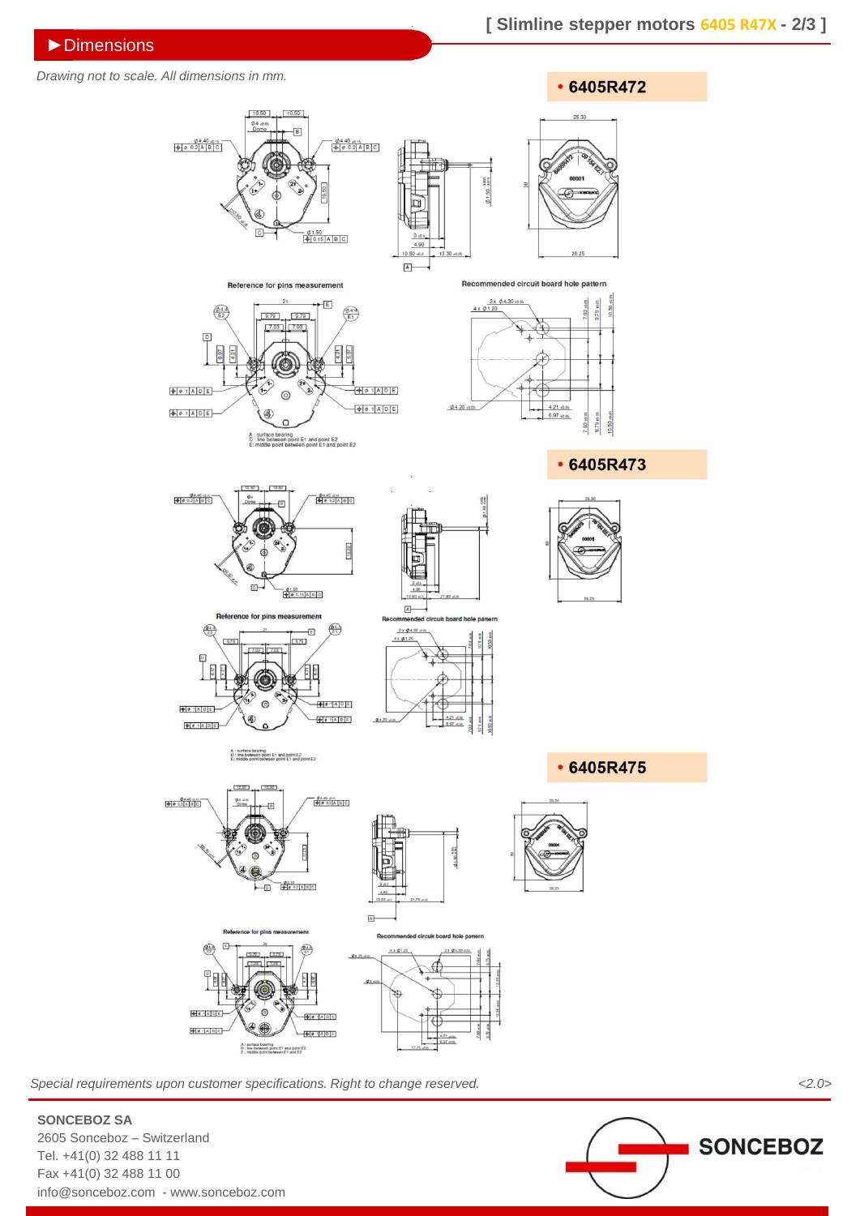## ►Dimensions

*Drawing not to scale. All dimensions in mm.*

### • 6405R472

Reference for pins measurement

A : surface bearing
D : line between point E1 and point E2
E: middle point between point E1 and point E2

Recommended circuit board hole pattern

### • 6405R473

Reference for pins measurement

A : surface bearing
D : line between point E1 and point E2
E: middle point between point E1 and point E2

Recommended circuit board hole pattern

### • 6405R475

Reference for pins measurement

A : surface bearing
D : line between point E1 and point E2
E : middle point between E1 and E2

Recommended circuit board hole pattern

*Special requirements upon customer specifications. Right to change reserved.*

<2.0>

**SONCEBOZ SA**
2605 Sonceboz – Switzerland
Tel. +41(0) 32 488 11 11
Fax +41(0) 32 488 11 00
info@sonceboz.com - www.sonceboz.com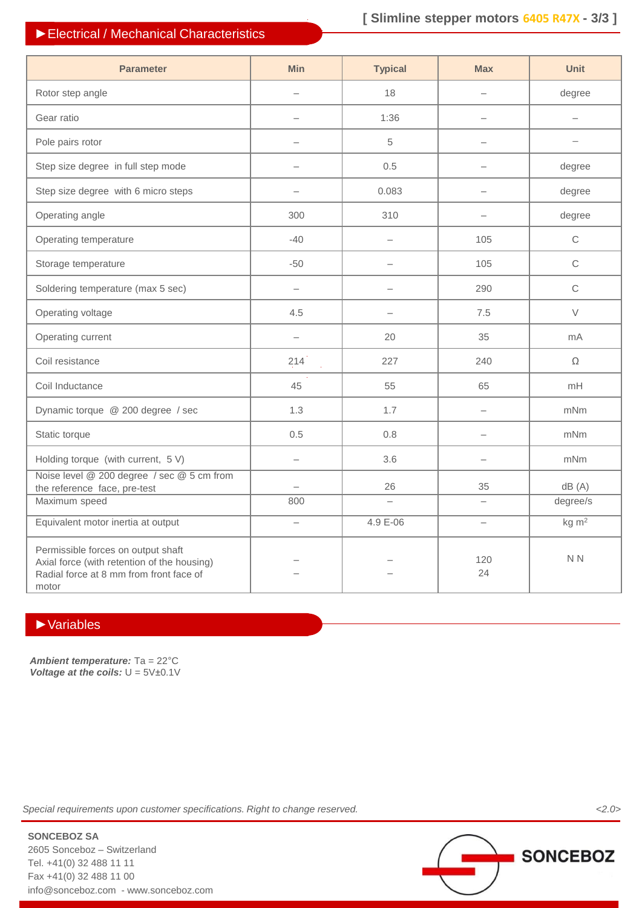## ▶Electrical / Mechanical Characteristics

| Parameter | Min | Typical | Max | Unit |
|---|---|---|---|---|
| Rotor step angle | – | 18 | – | degree |
| Gear ratio | – | 1:36 | – | – |
| Pole pairs rotor | – | 5 | – | – |
| Step size degree in full step mode | – | 0.5 | – | degree |
| Step size degree with 6 micro steps | – | 0.083 | – | degree |
| Operating angle | 300 | 310 | – | degree |
| Operating temperature | -40 | – | 105 | C |
| Storage temperature | -50 | – | 105 | C |
| Soldering temperature (max 5 sec) | – | – | 290 | C |
| Operating voltage | 4.5 | – | 7.5 | V |
| Operating current | – | 20 | 35 | mA |
| Coil resistance | 214 | 227 | 240 | Ω |
| Coil Inductance | 45 | 55 | 65 | mH |
| Dynamic torque @ 200 degree / sec | 1.3 | 1.7 | – | mNm |
| Static torque | 0.5 | 0.8 | – | mNm |
| Holding torque (with current, 5 V) | – | 3.6 | – | mNm |
| Noise level @ 200 degree / sec @ 5 cm from the reference face, pre-test | – | 26 | 35 | dB (A) |
| Maximum speed | 800 | – | – | degree/s |
| Equivalent motor inertia at output | – | 4.9 E-06 | – | kg m$^2$ |
| Permissible forces on output shaft<br>Axial force (with retention of the housing)<br>Radial force at 8 mm from front face of motor | –<br>– | –<br>– | 120<br>24 | N N |

## ▶Variables

***Ambient temperature:*** Ta = 22°C
***Voltage at the coils:*** U = 5V±0.1V

*Special requirements upon customer specifications. Right to change reserved.*

*<2.0>*

**SONCEBOZ SA**
2605 Sonceboz – Switzerland
Tel. +41(0) 32 488 11 11
Fax +41(0) 32 488 11 00
info@sonceboz.com - www.sonceboz.com